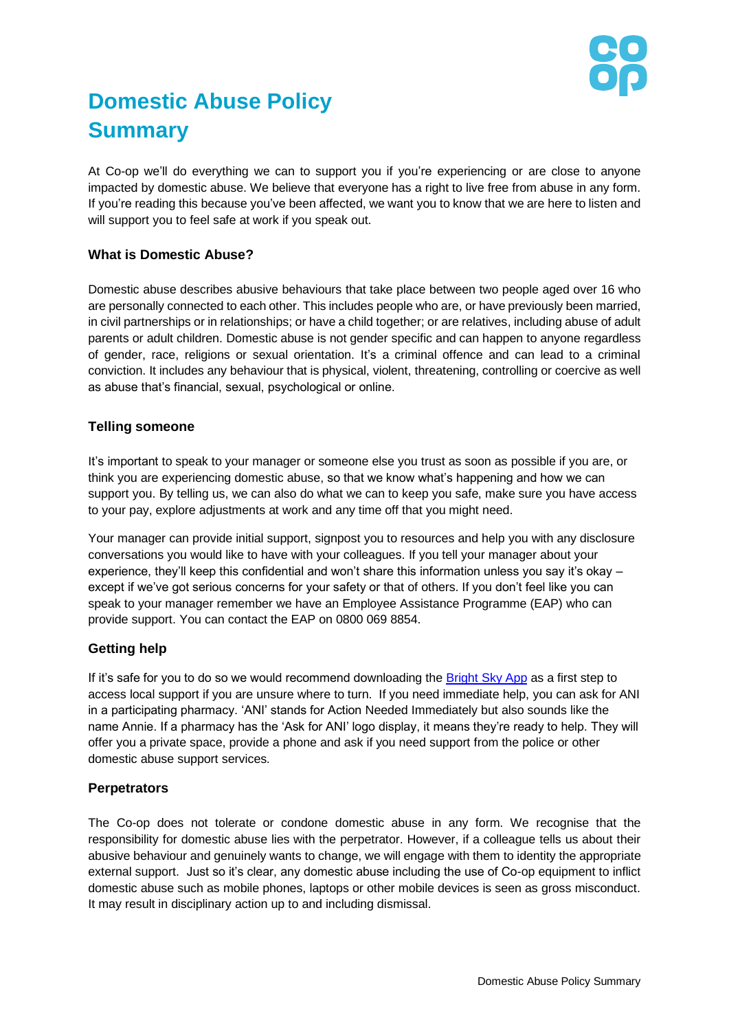# Domestic Abuse Policy Summary

At Co-op we'll do everything we can to support you if you're experiencing or are close to anyone impacted by domestic abuse. We believe that everyone has a right to live free from abuse in any form. If you're reading this because you've been affected, we want you to know that we are here to listen and will support you to feel safe at work if you speak out.

### What is Domestic Abuse?

Domestic abuse describes abusive behaviours that take place between two people aged over 16 who are personally connected to each other. This includes people who are, or have previously been married, in civil partnerships or in relationships; or have a child together; or are relatives, including abuse of adult parents or adult children. Domestic abuse is not gender specific and can happen to anyone regardless of gender, race, religions or sexual orientation. It's a criminal offence and can lead to a criminal conviction. It includes any behaviour that is physical, violent, threatening, controlling or coercive as well as abuse that's financial, sexual, psychological or online.

### Telling someone

It's important to speak to your manager or someone else you trust as soon as possible if you are, or think you are experiencing domestic abuse, so that we know what's happening and how we can support you. By telling us, we can also do what we can to keep you safe, make sure you have access to your pay, explore adjustments at work and any time off that you might need.

Your manager can provide initial support, signpost you to resources and help you with any disclosure conversations you would like to have with your colleagues. If you tell your manager about your experience, they'll keep this confidential and won't share this information unless you say it's okay – except if we've got serious concerns for your safety or that of others. If you don't feel like you can speak to your manager remember we have an Employee Assistance Programme (EAP) who can provide support. You can contact the EAP on 0800 069 8854.

### Getting help

If it's safe for you to do so we would recommend downloading the Bright Sky App as a first step to access local support if you are unsure where to turn. If you need immediate help, you can ask for ANI in a participating pharmacy. 'ANI' stands for Action Needed Immediately but also sounds like the name Annie. If a pharmacy has the 'Ask for ANI' logo display, it means they're ready to help. They will offer you a private space, provide a phone and ask if you need support from the police or other domestic abuse support services.

### Perpetrators

The Co-op does not tolerate or condone domestic abuse in any form. We recognise that the responsibility for domestic abuse lies with the perpetrator. However, if a colleague tells us about their abusive behaviour and genuinely wants to change, we will engage with them to identity the appropriate external support. Just so it's clear, any domestic abuse including the use of Co-op equipment to inflict domestic abuse such as mobile phones, laptops or other mobile devices is seen as gross misconduct. It may result in disciplinary action up to and including dismissal.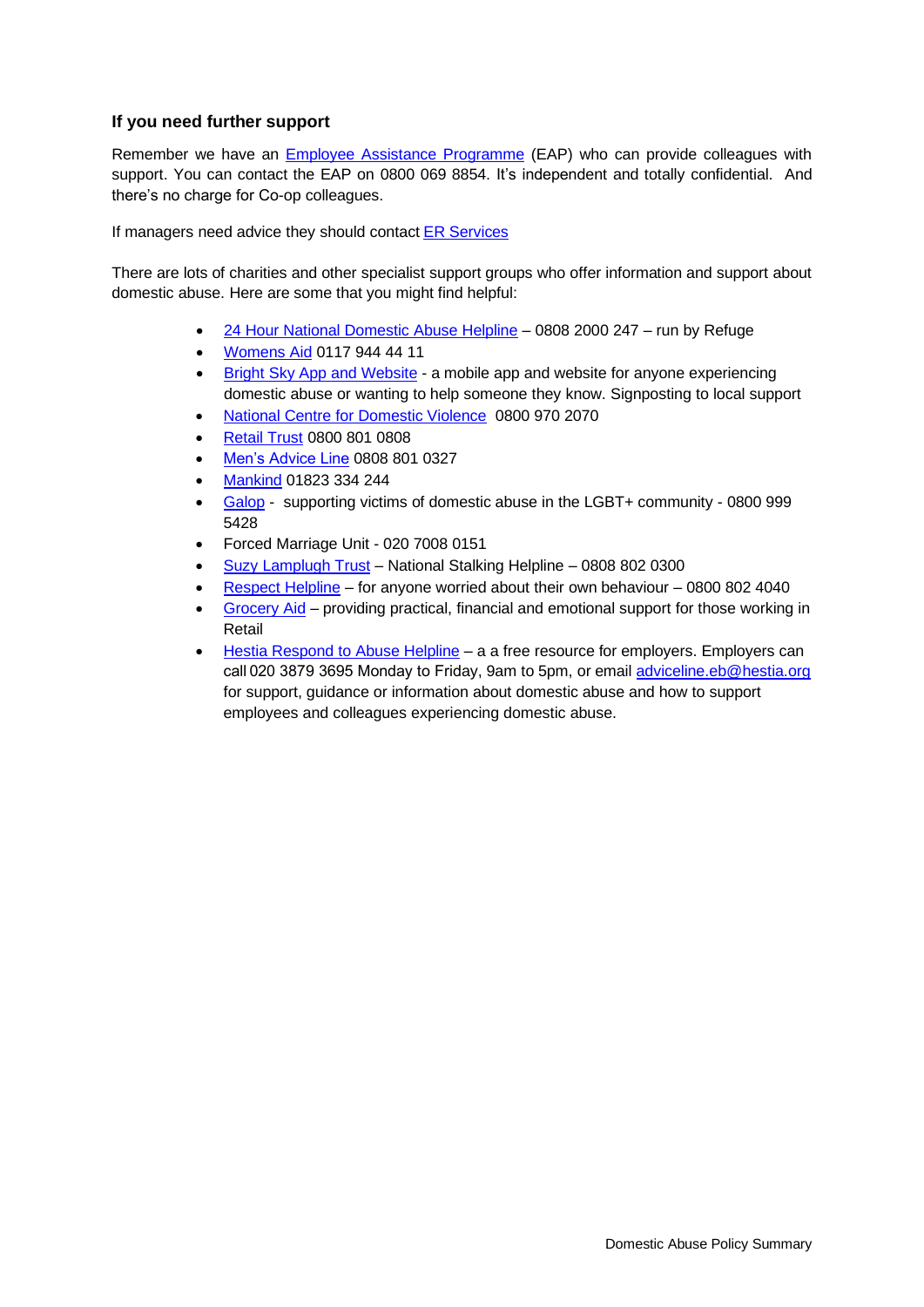### If you need further support

Remember we have an Employee Assistance Programme (EAP) who can provide colleagues with support. You can contact the EAP on 0800 069 8854. It's independent and totally confidential. And there's no charge for Co-op colleagues.

If managers need advice they should contact ER Services

There are lots of charities and other specialist support groups who offer information and support about domestic abuse. Here are some that you might find helpful:

- 24 Hour National Domestic Abuse Helpline – 0808 2000 247 – run by Refuge
- Womens Aid 0117 944 44 11
- Bright Sky App and Website - a mobile app and website for anyone experiencing domestic abuse or wanting to help someone they know. Signposting to local support
- National Centre for Domestic Violence 0800 970 2070
- Retail Trust 0800 801 0808
- Men's Advice Line 0808 801 0327
- Mankind 01823 334 244
- Galop - supporting victims of domestic abuse in the LGBT+ community - 0800 999 5428
- Forced Marriage Unit - 020 7008 0151
- Suzy Lamplugh Trust – National Stalking Helpline – 0808 802 0300
- Respect Helpline – for anyone worried about their own behaviour – 0800 802 4040
- Grocery Aid – providing practical, financial and emotional support for those working in Retail
- Hestia Respond to Abuse Helpline – a a free resource for employers. Employers can call 020 3879 3695 Monday to Friday, 9am to 5pm, or email adviceline.eb@hestia.org for support, guidance or information about domestic abuse and how to support employees and colleagues experiencing domestic abuse.